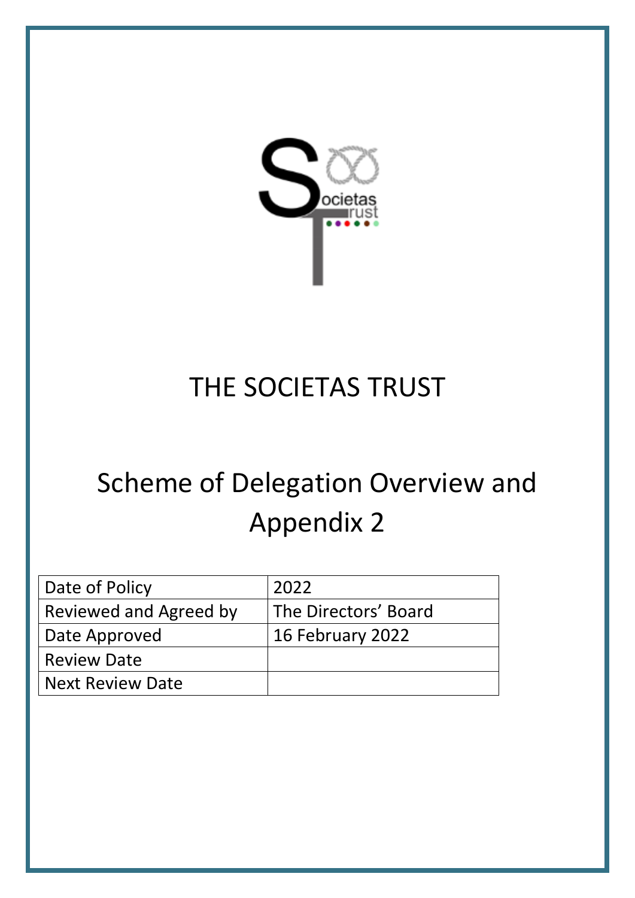# THE SOCIETAS TRUST

## Scheme of Delegation Overview and Appendix 2

| Date of Policy | 2022 |
| --- | --- |
| Reviewed and Agreed by | The Directors' Board |
| Date Approved | 16 February 2022 |
| Review Date | |
| Next Review Date | |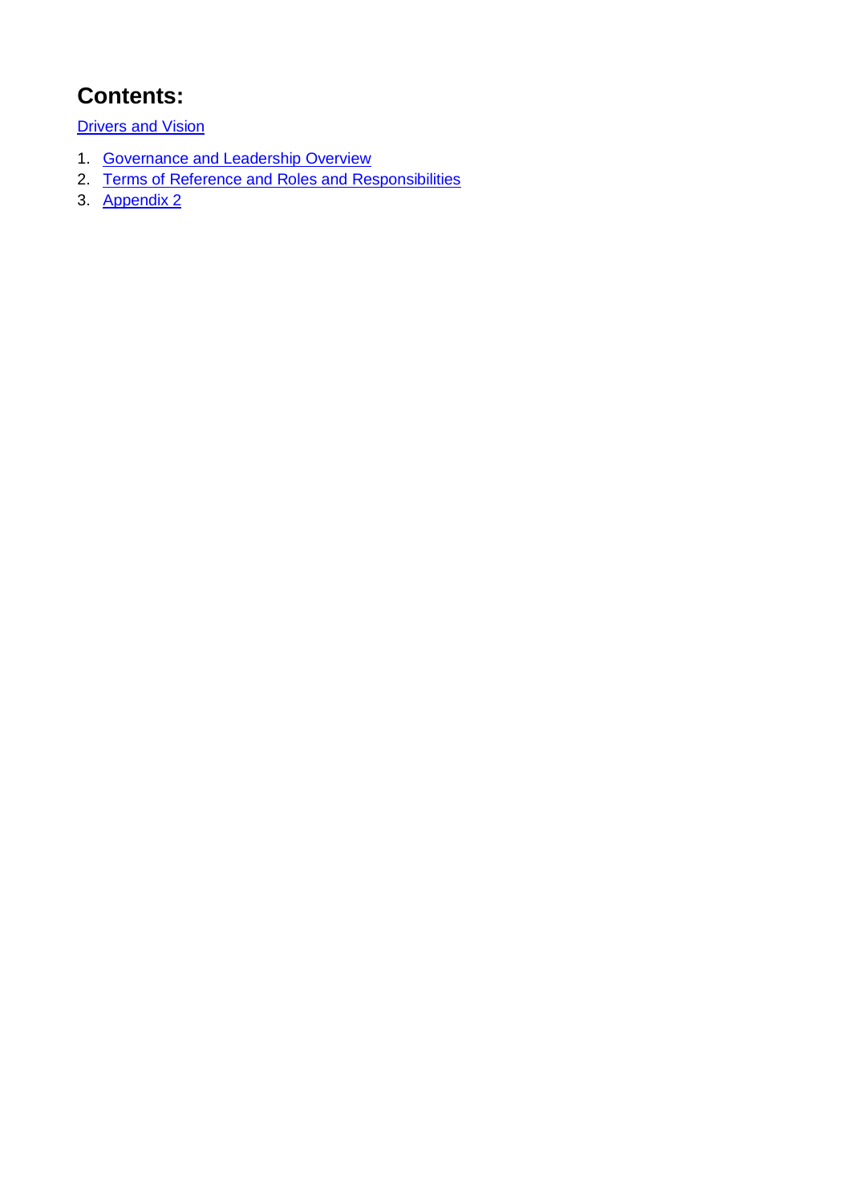# Contents:

[Drivers and Vision]

1. [Governance and Leadership Overview]
2. [Terms of Reference and Roles and Responsibilities]
3. [Appendix 2]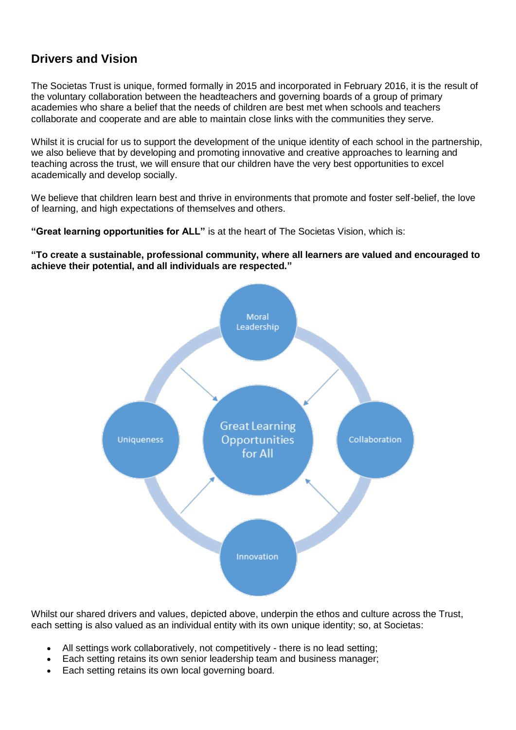## Drivers and Vision

The Societas Trust is unique, formed formally in 2015 and incorporated in February 2016, it is the result of the voluntary collaboration between the headteachers and governing boards of a group of primary academies who share a belief that the needs of children are best met when schools and teachers collaborate and cooperate and are able to maintain close links with the communities they serve.

Whilst it is crucial for us to support the development of the unique identity of each school in the partnership, we also believe that by developing and promoting innovative and creative approaches to learning and teaching across the trust, we will ensure that our children have the very best opportunities to excel academically and develop socially.

We believe that children learn best and thrive in environments that promote and foster self-belief, the love of learning, and high expectations of themselves and others.

**"Great learning opportunities for ALL"** is at the heart of The Societas Vision, which is:

**"To create a sustainable, professional community, where all learners are valued and encouraged to achieve their potential, and all individuals are respected."**

Moral Leadership

Uniqueness

Great Learning Opportunities for All

Collaboration

Innovation

Whilst our shared drivers and values, depicted above, underpin the ethos and culture across the Trust, each setting is also valued as an individual entity with its own unique identity; so, at Societas:

- All settings work collaboratively, not competitively - there is no lead setting;
- Each setting retains its own senior leadership team and business manager;
- Each setting retains its own local governing board.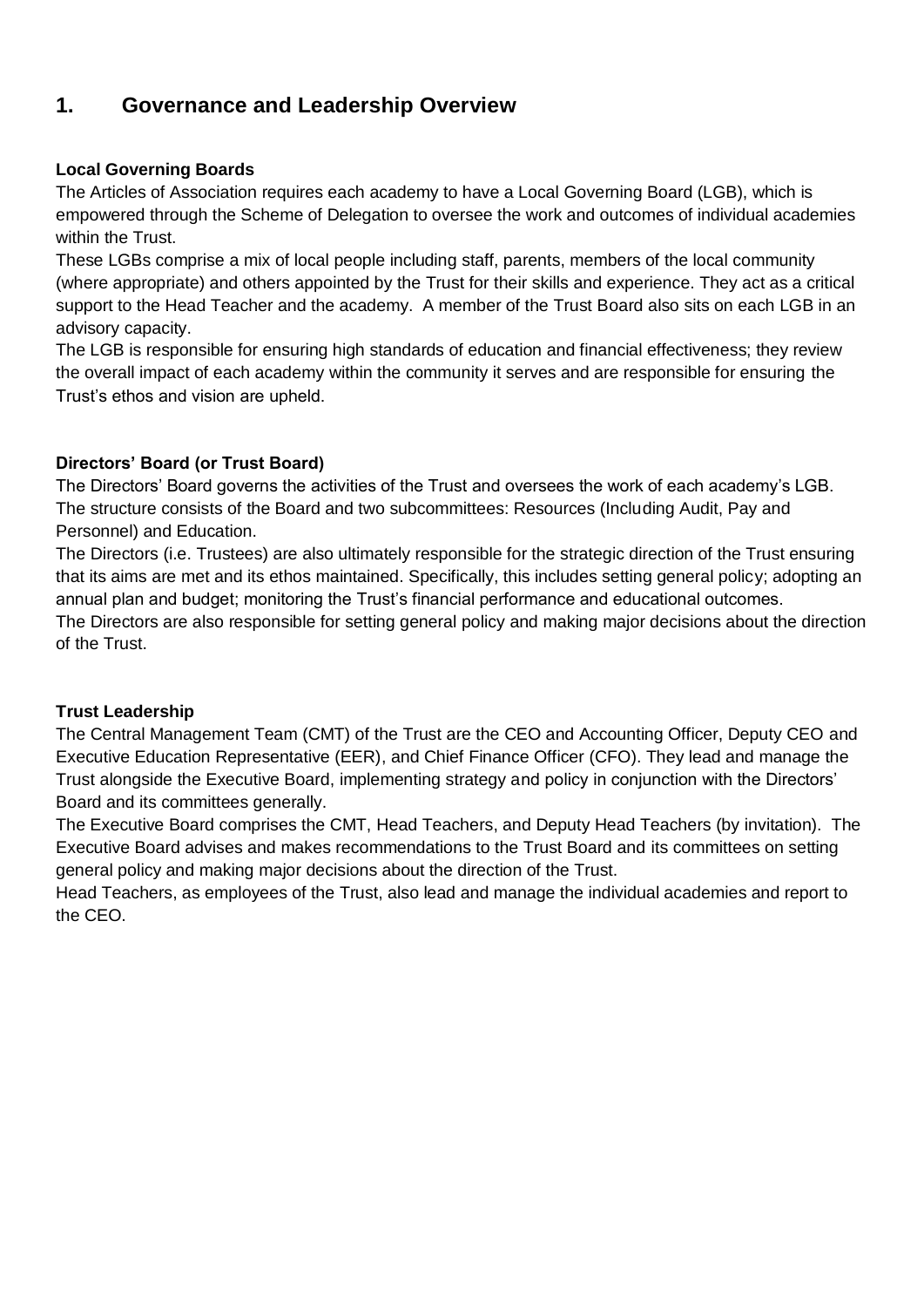# 1. Governance and Leadership Overview

**Local Governing Boards**

The Articles of Association requires each academy to have a Local Governing Board (LGB), which is empowered through the Scheme of Delegation to oversee the work and outcomes of individual academies within the Trust.

These LGBs comprise a mix of local people including staff, parents, members of the local community (where appropriate) and others appointed by the Trust for their skills and experience. They act as a critical support to the Head Teacher and the academy. A member of the Trust Board also sits on each LGB in an advisory capacity.

The LGB is responsible for ensuring high standards of education and financial effectiveness; they review the overall impact of each academy within the community it serves and are responsible for ensuring the Trust's ethos and vision are upheld.

**Directors' Board (or Trust Board)**

The Directors' Board governs the activities of the Trust and oversees the work of each academy's LGB. The structure consists of the Board and two subcommittees: Resources (Including Audit, Pay and Personnel) and Education.

The Directors (i.e. Trustees) are also ultimately responsible for the strategic direction of the Trust ensuring that its aims are met and its ethos maintained. Specifically, this includes setting general policy; adopting an annual plan and budget; monitoring the Trust's financial performance and educational outcomes.

The Directors are also responsible for setting general policy and making major decisions about the direction of the Trust.

**Trust Leadership**

The Central Management Team (CMT) of the Trust are the CEO and Accounting Officer, Deputy CEO and Executive Education Representative (EER), and Chief Finance Officer (CFO). They lead and manage the Trust alongside the Executive Board, implementing strategy and policy in conjunction with the Directors' Board and its committees generally.

The Executive Board comprises the CMT, Head Teachers, and Deputy Head Teachers (by invitation). The Executive Board advises and makes recommendations to the Trust Board and its committees on setting general policy and making major decisions about the direction of the Trust.

Head Teachers, as employees of the Trust, also lead and manage the individual academies and report to the CEO.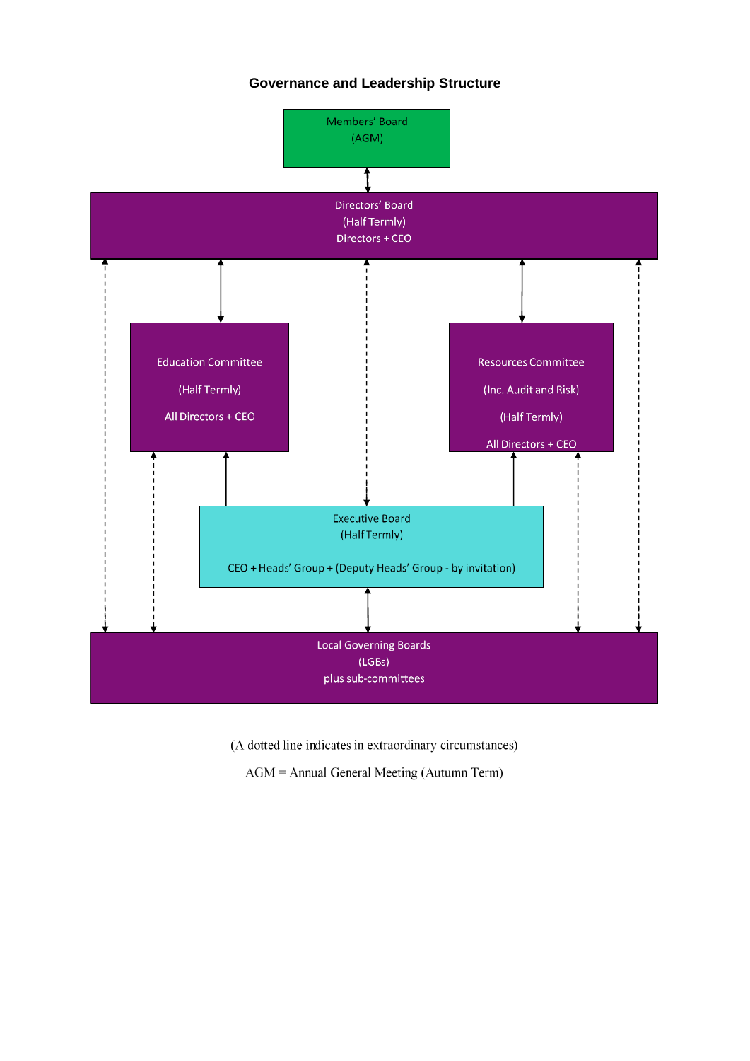## Governance and Leadership Structure

**Members' Board**
(AGM)

**Directors' Board**
(Half Termly)
Directors + CEO

**Education Committee**
(Half Termly)
All Directors + CEO

**Resources Committee**
(Inc. Audit and Risk)
(Half Termly)
All Directors + CEO

**Executive Board**
(Half Termly)
CEO + Heads' Group + (Deputy Heads' Group - by invitation)

**Local Governing Boards**
(LGBs)
plus sub-committees

(A dotted line indicates in extraordinary circumstances)

AGM = Annual General Meeting (Autumn Term)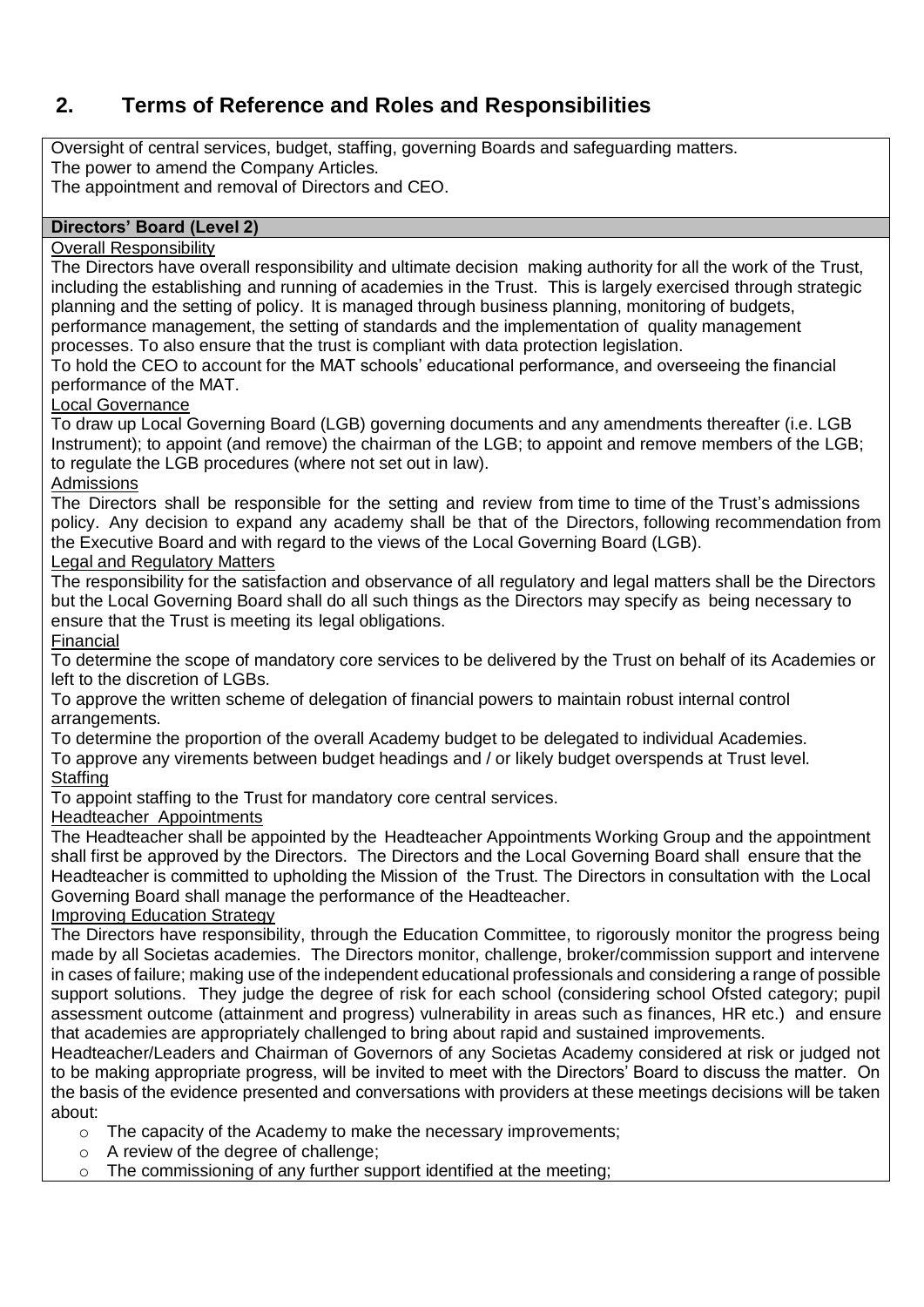## 2. Terms of Reference and Roles and Responsibilities

Oversight of central services, budget, staffing, governing Boards and safeguarding matters.
The power to amend the Company Articles.
The appointment and removal of Directors and CEO.

**Directors' Board (Level 2)**

Overall Responsibility

The Directors have overall responsibility and ultimate decision making authority for all the work of the Trust, including the establishing and running of academies in the Trust. This is largely exercised through strategic planning and the setting of policy. It is managed through business planning, monitoring of budgets, performance management, the setting of standards and the implementation of quality management processes. To also ensure that the trust is compliant with data protection legislation.
To hold the CEO to account for the MAT schools' educational performance, and overseeing the financial performance of the MAT.

Local Governance

To draw up Local Governing Board (LGB) governing documents and any amendments thereafter (i.e. LGB Instrument); to appoint (and remove) the chairman of the LGB; to appoint and remove members of the LGB; to regulate the LGB procedures (where not set out in law).

Admissions

The Directors shall be responsible for the setting and review from time to time of the Trust's admissions policy. Any decision to expand any academy shall be that of the Directors, following recommendation from the Executive Board and with regard to the views of the Local Governing Board (LGB).

Legal and Regulatory Matters

The responsibility for the satisfaction and observance of all regulatory and legal matters shall be the Directors but the Local Governing Board shall do all such things as the Directors may specify as being necessary to ensure that the Trust is meeting its legal obligations.

Financial

To determine the scope of mandatory core services to be delivered by the Trust on behalf of its Academies or left to the discretion of LGBs.
To approve the written scheme of delegation of financial powers to maintain robust internal control arrangements.
To determine the proportion of the overall Academy budget to be delegated to individual Academies.
To approve any virements between budget headings and / or likely budget overspends at Trust level.

Staffing

To appoint staffing to the Trust for mandatory core central services.

Headteacher Appointments

The Headteacher shall be appointed by the Headteacher Appointments Working Group and the appointment shall first be approved by the Directors. The Directors and the Local Governing Board shall ensure that the Headteacher is committed to upholding the Mission of the Trust. The Directors in consultation with the Local Governing Board shall manage the performance of the Headteacher.

Improving Education Strategy

The Directors have responsibility, through the Education Committee, to rigorously monitor the progress being made by all Societas academies. The Directors monitor, challenge, broker/commission support and intervene in cases of failure; making use of the independent educational professionals and considering a range of possible support solutions. They judge the degree of risk for each school (considering school Ofsted category; pupil assessment outcome (attainment and progress) vulnerability in areas such as finances, HR etc.) and ensure that academies are appropriately challenged to bring about rapid and sustained improvements.
Headteacher/Leaders and Chairman of Governors of any Societas Academy considered at risk or judged not to be making appropriate progress, will be invited to meet with the Directors' Board to discuss the matter. On the basis of the evidence presented and conversations with providers at these meetings decisions will be taken about:

- The capacity of the Academy to make the necessary improvements;
- A review of the degree of challenge;
- The commissioning of any further support identified at the meeting;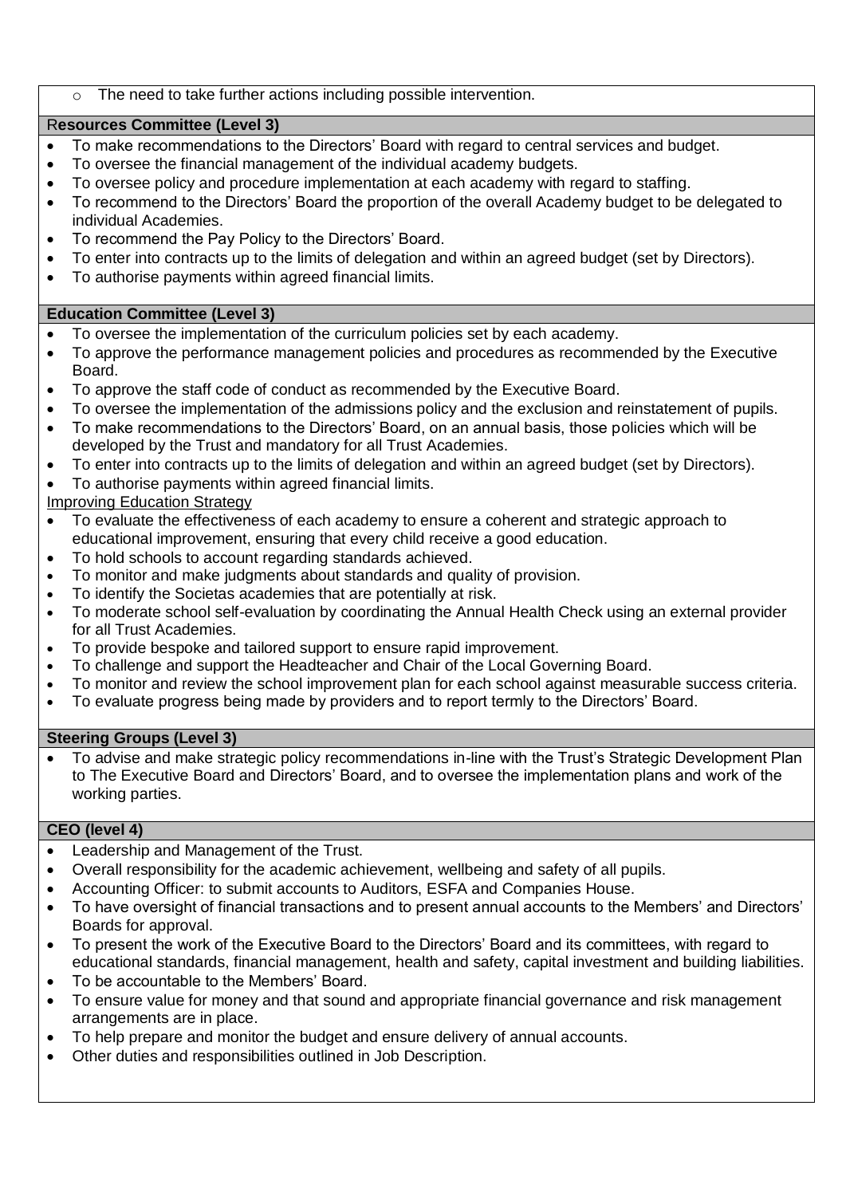- The need to take further actions including possible intervention.

**Resources Committee (Level 3)**

- To make recommendations to the Directors' Board with regard to central services and budget.
- To oversee the financial management of the individual academy budgets.
- To oversee policy and procedure implementation at each academy with regard to staffing.
- To recommend to the Directors' Board the proportion of the overall Academy budget to be delegated to individual Academies.
- To recommend the Pay Policy to the Directors' Board.
- To enter into contracts up to the limits of delegation and within an agreed budget (set by Directors).
- To authorise payments within agreed financial limits.

**Education Committee (Level 3)**

- To oversee the implementation of the curriculum policies set by each academy.
- To approve the performance management policies and procedures as recommended by the Executive Board.
- To approve the staff code of conduct as recommended by the Executive Board.
- To oversee the implementation of the admissions policy and the exclusion and reinstatement of pupils.
- To make recommendations to the Directors' Board, on an annual basis, those policies which will be developed by the Trust and mandatory for all Trust Academies.
- To enter into contracts up to the limits of delegation and within an agreed budget (set by Directors).
- To authorise payments within agreed financial limits.

Improving Education Strategy

- To evaluate the effectiveness of each academy to ensure a coherent and strategic approach to educational improvement, ensuring that every child receive a good education.
- To hold schools to account regarding standards achieved.
- To monitor and make judgments about standards and quality of provision.
- To identify the Societas academies that are potentially at risk.
- To moderate school self-evaluation by coordinating the Annual Health Check using an external provider for all Trust Academies.
- To provide bespoke and tailored support to ensure rapid improvement.
- To challenge and support the Headteacher and Chair of the Local Governing Board.
- To monitor and review the school improvement plan for each school against measurable success criteria.
- To evaluate progress being made by providers and to report termly to the Directors' Board.

**Steering Groups (Level 3)**

- To advise and make strategic policy recommendations in-line with the Trust's Strategic Development Plan to The Executive Board and Directors' Board, and to oversee the implementation plans and work of the working parties.

**CEO (level 4)**

- Leadership and Management of the Trust.
- Overall responsibility for the academic achievement, wellbeing and safety of all pupils.
- Accounting Officer: to submit accounts to Auditors, ESFA and Companies House.
- To have oversight of financial transactions and to present annual accounts to the Members' and Directors' Boards for approval.
- To present the work of the Executive Board to the Directors' Board and its committees, with regard to educational standards, financial management, health and safety, capital investment and building liabilities.
- To be accountable to the Members' Board.
- To ensure value for money and that sound and appropriate financial governance and risk management arrangements are in place.
- To help prepare and monitor the budget and ensure delivery of annual accounts.
- Other duties and responsibilities outlined in Job Description.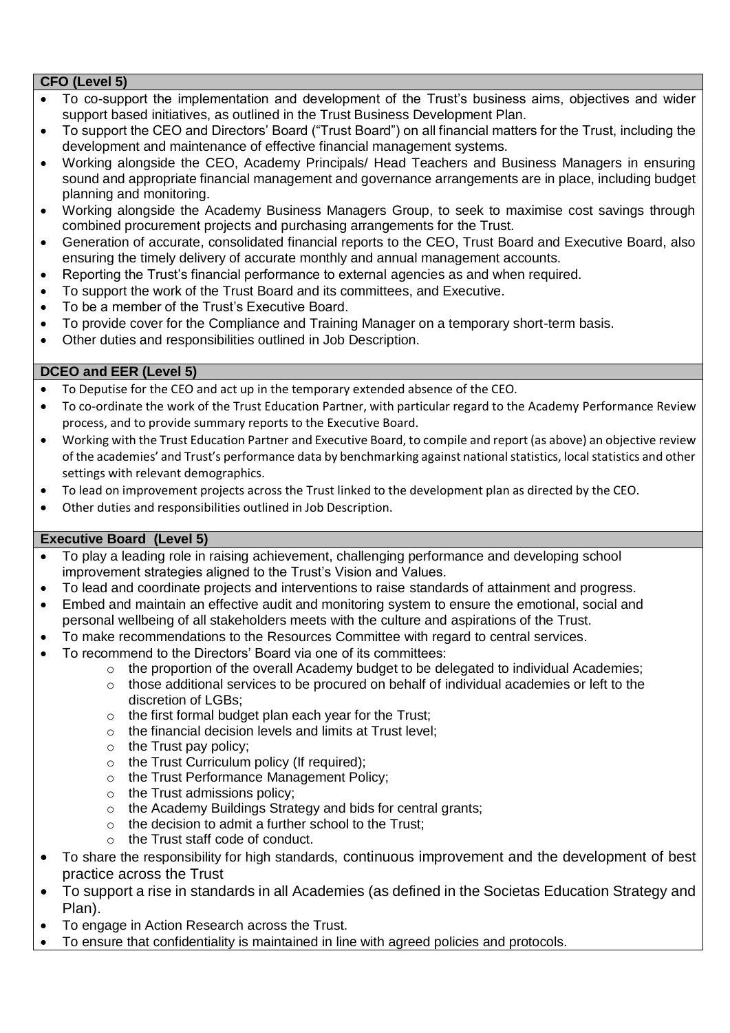**CFO (Level 5)**

- To co-support the implementation and development of the Trust's business aims, objectives and wider support based initiatives, as outlined in the Trust Business Development Plan.
- To support the CEO and Directors' Board ("Trust Board") on all financial matters for the Trust, including the development and maintenance of effective financial management systems.
- Working alongside the CEO, Academy Principals/ Head Teachers and Business Managers in ensuring sound and appropriate financial management and governance arrangements are in place, including budget planning and monitoring.
- Working alongside the Academy Business Managers Group, to seek to maximise cost savings through combined procurement projects and purchasing arrangements for the Trust.
- Generation of accurate, consolidated financial reports to the CEO, Trust Board and Executive Board, also ensuring the timely delivery of accurate monthly and annual management accounts.
- Reporting the Trust's financial performance to external agencies as and when required.
- To support the work of the Trust Board and its committees, and Executive.
- To be a member of the Trust's Executive Board.
- To provide cover for the Compliance and Training Manager on a temporary short-term basis.
- Other duties and responsibilities outlined in Job Description.

**DCEO and EER (Level 5)**

- To Deputise for the CEO and act up in the temporary extended absence of the CEO.
- To co-ordinate the work of the Trust Education Partner, with particular regard to the Academy Performance Review process, and to provide summary reports to the Executive Board.
- Working with the Trust Education Partner and Executive Board, to compile and report (as above) an objective review of the academies' and Trust's performance data by benchmarking against national statistics, local statistics and other settings with relevant demographics.
- To lead on improvement projects across the Trust linked to the development plan as directed by the CEO.
- Other duties and responsibilities outlined in Job Description.

**Executive Board (Level 5)**

- To play a leading role in raising achievement, challenging performance and developing school improvement strategies aligned to the Trust's Vision and Values.
- To lead and coordinate projects and interventions to raise standards of attainment and progress.
- Embed and maintain an effective audit and monitoring system to ensure the emotional, social and personal wellbeing of all stakeholders meets with the culture and aspirations of the Trust.
- To make recommendations to the Resources Committee with regard to central services.
- To recommend to the Directors' Board via one of its committees:
  - the proportion of the overall Academy budget to be delegated to individual Academies;
  - those additional services to be procured on behalf of individual academies or left to the discretion of LGBs;
  - the first formal budget plan each year for the Trust;
  - the financial decision levels and limits at Trust level;
  - the Trust pay policy;
  - the Trust Curriculum policy (If required);
  - the Trust Performance Management Policy;
  - the Trust admissions policy;
  - the Academy Buildings Strategy and bids for central grants;
  - the decision to admit a further school to the Trust;
  - the Trust staff code of conduct.
- To share the responsibility for high standards, continuous improvement and the development of best practice across the Trust
- To support a rise in standards in all Academies (as defined in the Societas Education Strategy and Plan).
- To engage in Action Research across the Trust.
- To ensure that confidentiality is maintained in line with agreed policies and protocols.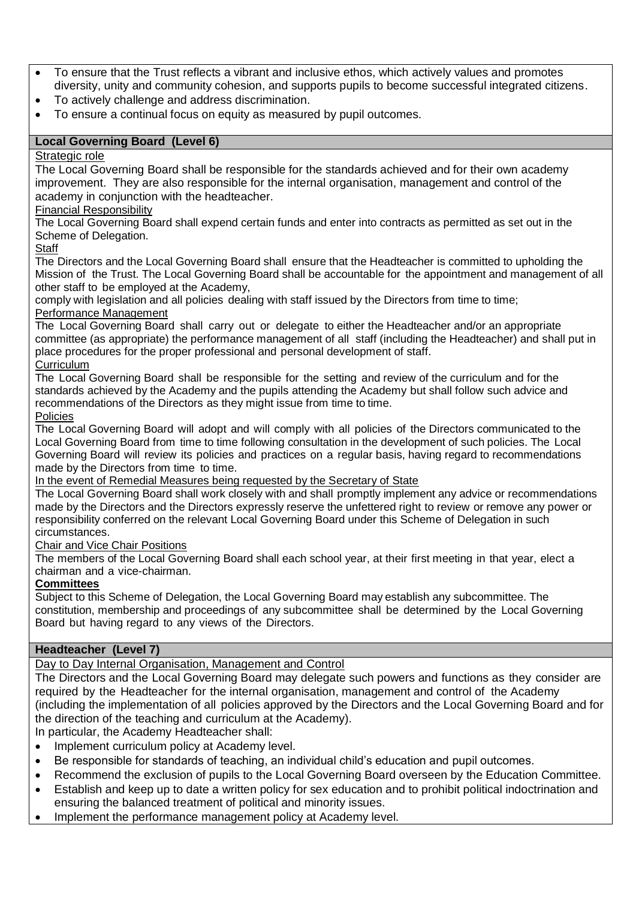- To ensure that the Trust reflects a vibrant and inclusive ethos, which actively values and promotes diversity, unity and community cohesion, and supports pupils to become successful integrated citizens.
- To actively challenge and address discrimination.
- To ensure a continual focus on equity as measured by pupil outcomes.

## Local Governing Board (Level 6)

Strategic role

The Local Governing Board shall be responsible for the standards achieved and for their own academy improvement. They are also responsible for the internal organisation, management and control of the academy in conjunction with the headteacher.

Financial Responsibility

The Local Governing Board shall expend certain funds and enter into contracts as permitted as set out in the Scheme of Delegation.

Staff

The Directors and the Local Governing Board shall ensure that the Headteacher is committed to upholding the Mission of the Trust. The Local Governing Board shall be accountable for the appointment and management of all other staff to be employed at the Academy,

comply with legislation and all policies dealing with staff issued by the Directors from time to time;

Performance Management

The Local Governing Board shall carry out or delegate to either the Headteacher and/or an appropriate committee (as appropriate) the performance management of all staff (including the Headteacher) and shall put in place procedures for the proper professional and personal development of staff.

Curriculum

The Local Governing Board shall be responsible for the setting and review of the curriculum and for the standards achieved by the Academy and the pupils attending the Academy but shall follow such advice and recommendations of the Directors as they might issue from time to time.

Policies

The Local Governing Board will adopt and will comply with all policies of the Directors communicated to the Local Governing Board from time to time following consultation in the development of such policies. The Local Governing Board will review its policies and practices on a regular basis, having regard to recommendations made by the Directors from time to time.

In the event of Remedial Measures being requested by the Secretary of State

The Local Governing Board shall work closely with and shall promptly implement any advice or recommendations made by the Directors and the Directors expressly reserve the unfettered right to review or remove any power or responsibility conferred on the relevant Local Governing Board under this Scheme of Delegation in such circumstances.

Chair and Vice Chair Positions

The members of the Local Governing Board shall each school year, at their first meeting in that year, elect a chairman and a vice-chairman.

**Committees**

Subject to this Scheme of Delegation, the Local Governing Board may establish any subcommittee. The constitution, membership and proceedings of any subcommittee shall be determined by the Local Governing Board but having regard to any views of the Directors.

## Headteacher (Level 7)

Day to Day Internal Organisation, Management and Control

The Directors and the Local Governing Board may delegate such powers and functions as they consider are required by the Headteacher for the internal organisation, management and control of the Academy (including the implementation of all policies approved by the Directors and the Local Governing Board and for the direction of the teaching and curriculum at the Academy).

In particular, the Academy Headteacher shall:

- Implement curriculum policy at Academy level.
- Be responsible for standards of teaching, an individual child's education and pupil outcomes.
- Recommend the exclusion of pupils to the Local Governing Board overseen by the Education Committee.
- Establish and keep up to date a written policy for sex education and to prohibit political indoctrination and ensuring the balanced treatment of political and minority issues.
- Implement the performance management policy at Academy level.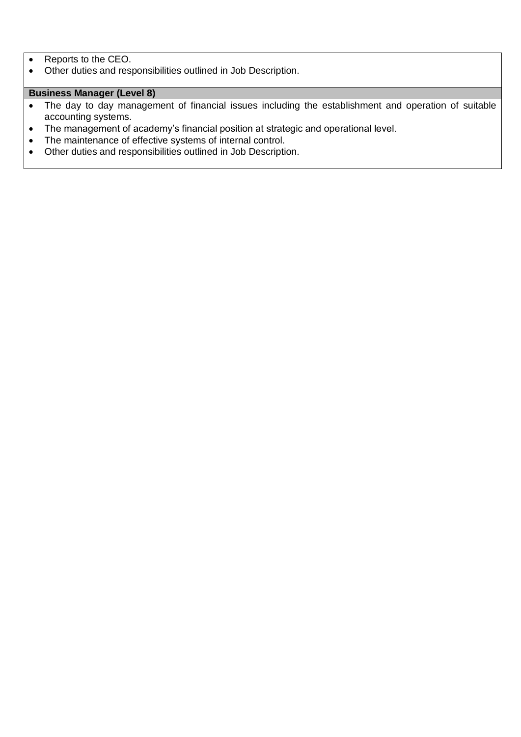- Reports to the CEO.
- Other duties and responsibilities outlined in Job Description.

**Business Manager (Level 8)**

- The day to day management of financial issues including the establishment and operation of suitable accounting systems.
- The management of academy's financial position at strategic and operational level.
- The maintenance of effective systems of internal control.
- Other duties and responsibilities outlined in Job Description.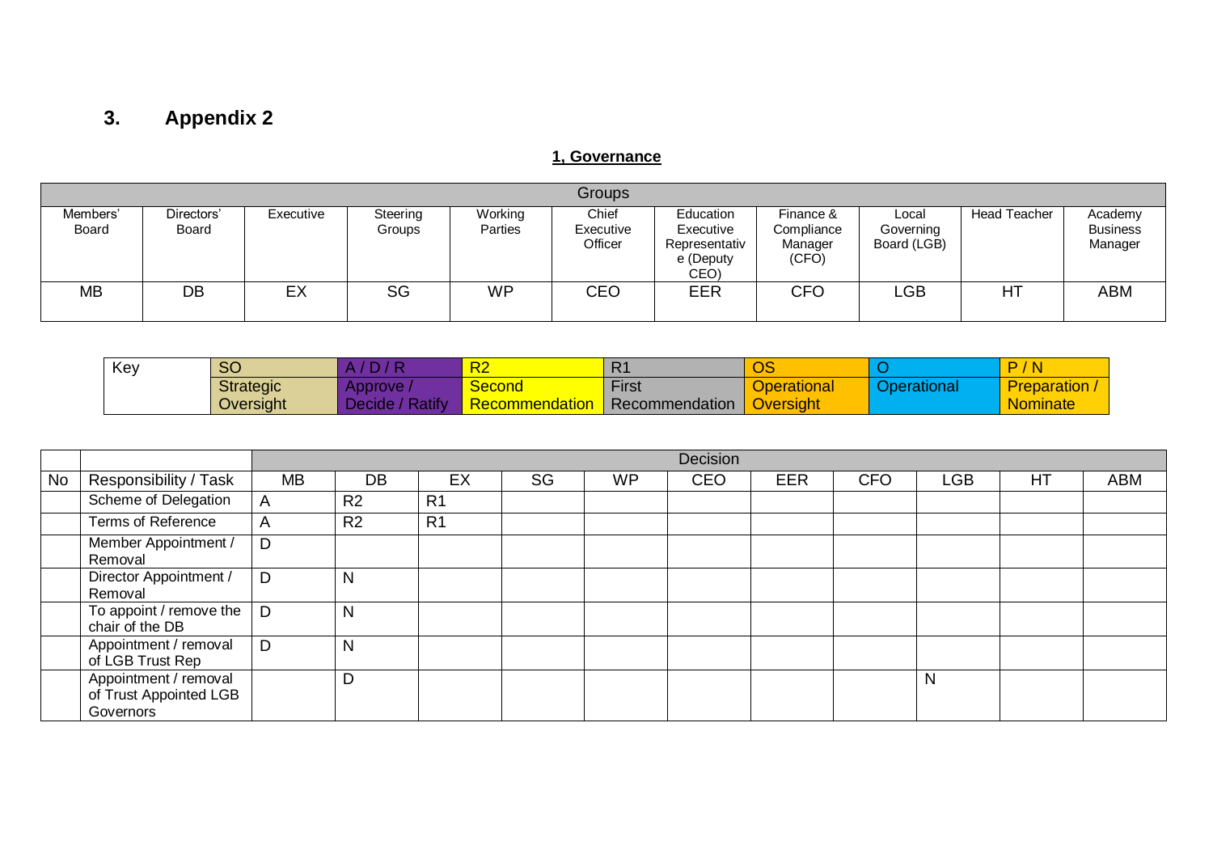## 3. Appendix 2

**1, Governance**

| Groups | | | | | | | | | | |
|---|---|---|---|---|---|---|---|---|---|---|
| Members' Board | Directors' Board | Executive | Steering Groups | Working Parties | Chief Executive Officer | Education Executive Representative (Deputy CEO) | Finance & Compliance Manager (CFO) | Local Governing Board (LGB) | Head Teacher | Academy Business Manager |
| MB | DB | EX | SG | WP | CEO | EER | CFO | LGB | HT | ABM |

| Key | SO | A / D / R | R2 | R1 | OS | O | P / N |
|---|---|---|---|---|---|---|---|
| | Strategic Oversight | Approve / Decide / Ratify | Second Recommendation | First Recommendation | Operational Oversight | Operational | Preparation / Nominate |

| | | Decision | | | | | | | | | | |
|---|---|---|---|---|---|---|---|---|---|---|---|---|
| No | Responsibility / Task | MB | DB | EX | SG | WP | CEO | EER | CFO | LGB | HT | ABM |
| | Scheme of Delegation | A | R2 | R1 | | | | | | | | |
| | Terms of Reference | A | R2 | R1 | | | | | | | | |
| | Member Appointment / Removal | D | | | | | | | | | | |
| | Director Appointment / Removal | D | N | | | | | | | | | |
| | To appoint / remove the chair of the DB | D | N | | | | | | | | | |
| | Appointment / removal of LGB Trust Rep | D | N | | | | | | | | | |
| | Appointment / removal of Trust Appointed LGB Governors | | D | | | | | | | N | | |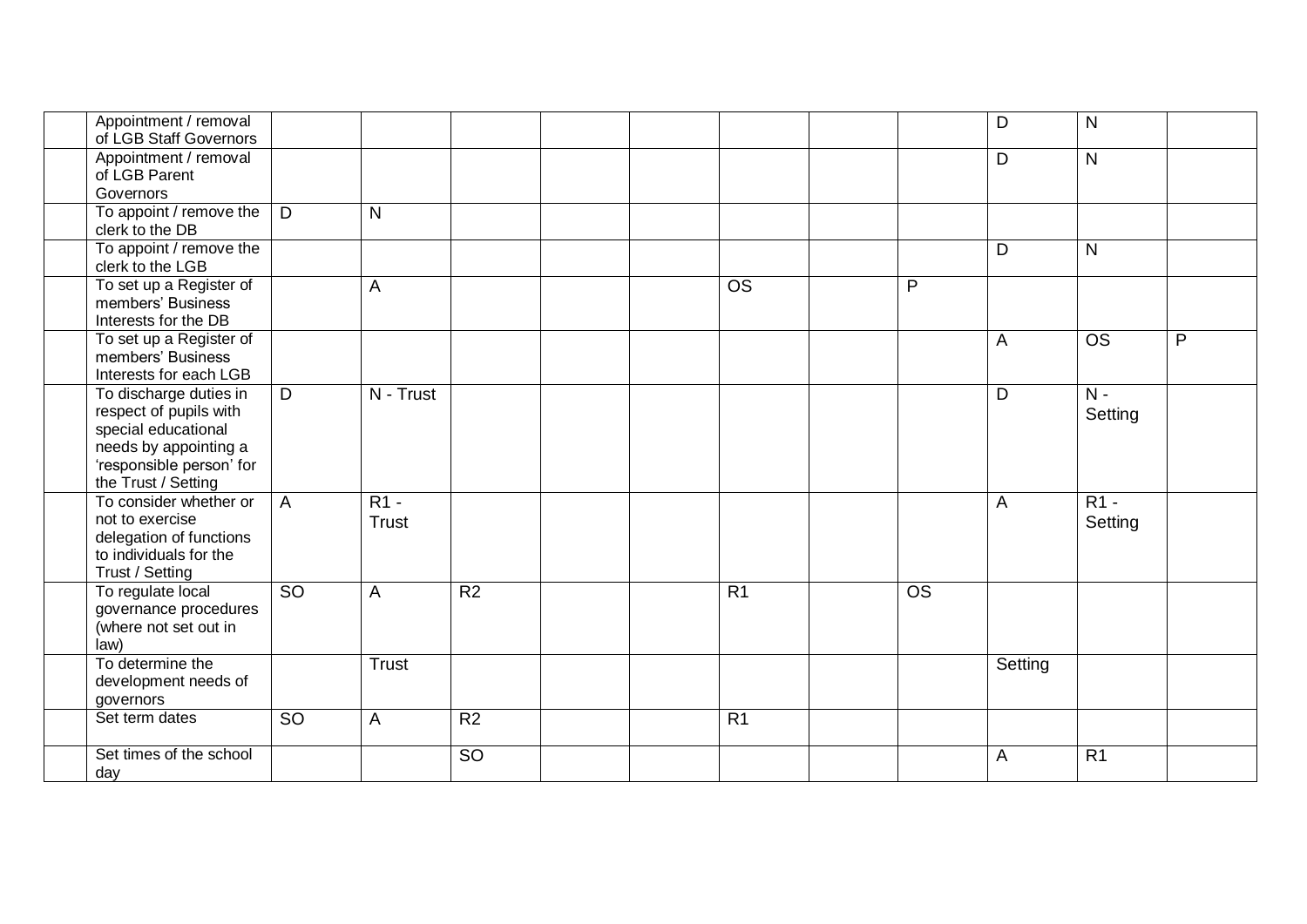| | | | | | | | | | | | | |
|---|---|---|---|---|---|---|---|---|---|---|---|---|
| | Appointment / removal of LGB Staff Governors | | | | | | | | | D | N | |
| | Appointment / removal of LGB Parent Governors | | | | | | | | | D | N | |
| | To appoint / remove the clerk to the DB | D | N | | | | | | | | | |
| | To appoint / remove the clerk to the LGB | | | | | | | | | D | N | |
| | To set up a Register of members' Business Interests for the DB | | A | | | | OS | | P | | | |
| | To set up a Register of members' Business Interests for each LGB | | | | | | | | | A | OS | P |
| | To discharge duties in respect of pupils with special educational needs by appointing a 'responsible person' for the Trust / Setting | D | N - Trust | | | | | | | D | N - Setting | |
| | To consider whether or not to exercise delegation of functions to individuals for the Trust / Setting | A | R1 - Trust | | | | | | | A | R1 - Setting | |
| | To regulate local governance procedures (where not set out in law) | SO | A | R2 | | | R1 | | OS | | | |
| | To determine the development needs of governors | | Trust | | | | | | | Setting | | |
| | Set term dates | SO | A | R2 | | | R1 | | | | | |
| | Set times of the school day | | | SO | | | | | | A | R1 | |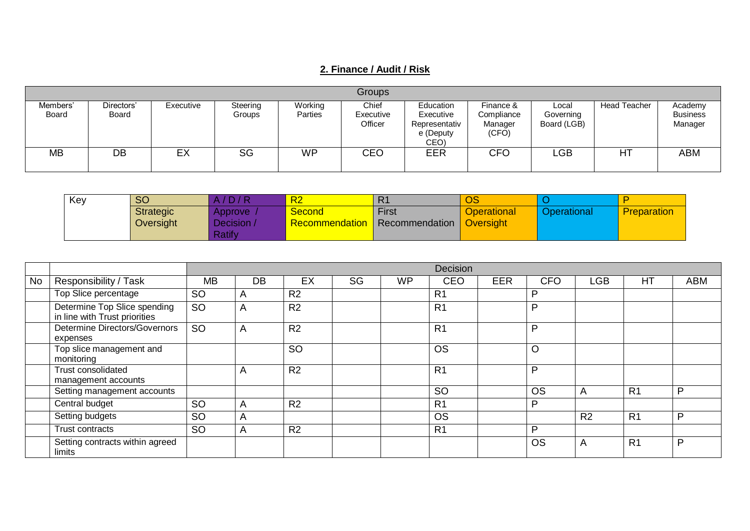## 2. Finance / Audit / Risk

| Groups | | | | | | | | | | |
|---|---|---|---|---|---|---|---|---|---|---|
| Members' Board | Directors' Board | Executive | Steering Groups | Working Parties | Chief Executive Officer | Education Executive Representative (Deputy CEO) | Finance & Compliance Manager (CFO) | Local Governing Board (LGB) | Head Teacher | Academy Business Manager |
| MB | DB | EX | SG | WP | CEO | EER | CFO | LGB | HT | ABM |

| Key | SO | A / D / R | R2 | R1 | OS | O | P |
|---|---|---|---|---|---|---|---|
| | Strategic Oversight | Approve / Decision / Ratify | Second Recommendation | First Recommendation | Operational Oversight | Operational | Preparation |

| | | Decision | | | | | | | | | | |
|---|---|---|---|---|---|---|---|---|---|---|---|---|
| No | Responsibility / Task | MB | DB | EX | SG | WP | CEO | EER | CFO | LGB | HT | ABM |
| | Top Slice percentage | SO | A | R2 | | | R1 | | P | | | |
| | Determine Top Slice spending in line with Trust priorities | SO | A | R2 | | | R1 | | P | | | |
| | Determine Directors/Governors expenses | SO | A | R2 | | | R1 | | P | | | |
| | Top slice management and monitoring | | | SO | | | OS | | O | | | |
| | Trust consolidated management accounts | | A | R2 | | | R1 | | P | | | |
| | Setting management accounts | | | | | | SO | | OS | A | R1 | P |
| | Central budget | SO | A | R2 | | | R1 | | P | | | |
| | Setting budgets | SO | A | | | | OS | | | R2 | R1 | P |
| | Trust contracts | SO | A | R2 | | | R1 | | P | | | |
| | Setting contracts within agreed limits | | | | | | | | OS | A | R1 | P |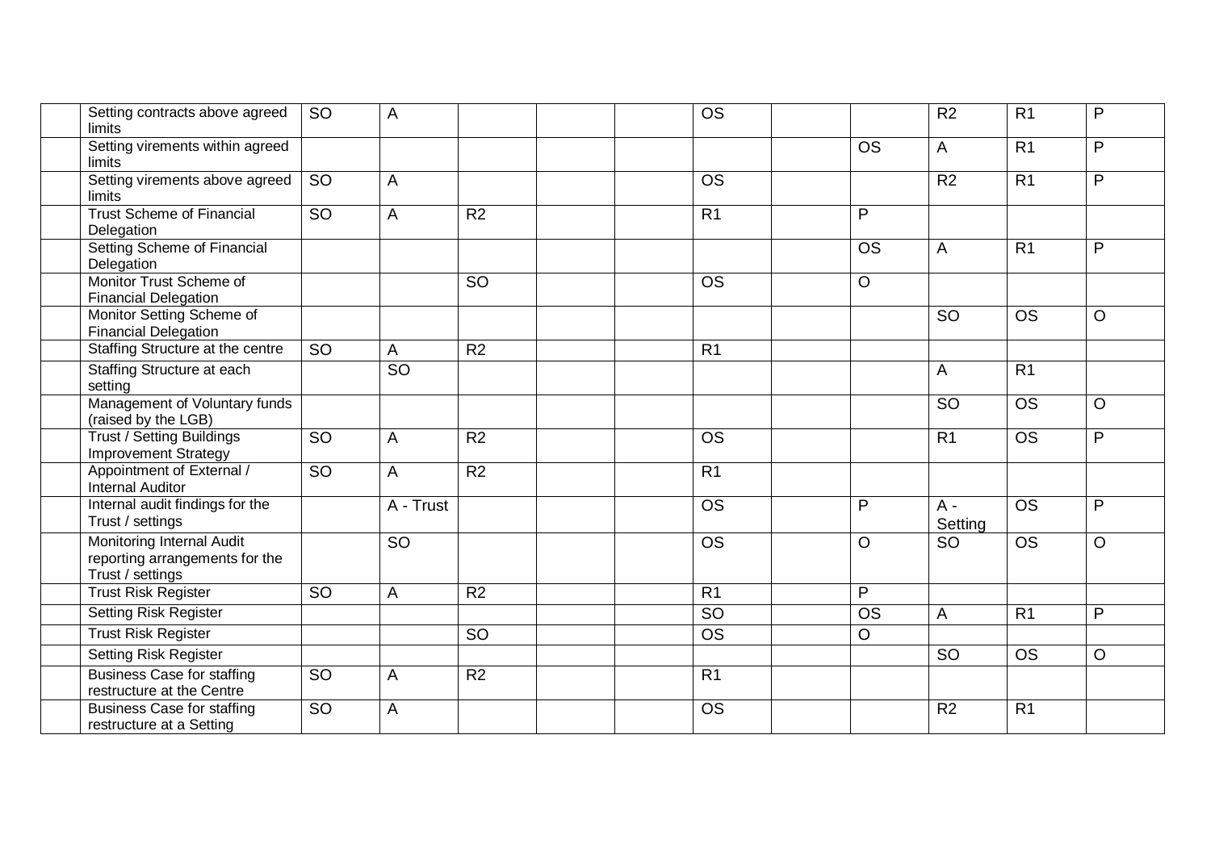| | | | | | | | | | | | | |
|---|---|---|---|---|---|---|---|---|---|---|---|---|
| | Setting contracts above agreed limits | SO | A | | | | OS | | | R2 | R1 | P |
| | Setting virements within agreed limits | | | | | | | | OS | A | R1 | P |
| | Setting virements above agreed limits | SO | A | | | | OS | | | R2 | R1 | P |
| | Trust Scheme of Financial Delegation | SO | A | R2 | | | R1 | | P | | | |
| | Setting Scheme of Financial Delegation | | | | | | | | OS | A | R1 | P |
| | Monitor Trust Scheme of Financial Delegation | | | SO | | | OS | | O | | | |
| | Monitor Setting Scheme of Financial Delegation | | | | | | | | | SO | OS | O |
| | Staffing Structure at the centre | SO | A | R2 | | | R1 | | | | | |
| | Staffing Structure at each setting | | SO | | | | | | | A | R1 | |
| | Management of Voluntary funds (raised by the LGB) | | | | | | | | | SO | OS | O |
| | Trust / Setting Buildings Improvement Strategy | SO | A | R2 | | | OS | | | R1 | OS | P |
| | Appointment of External / Internal Auditor | SO | A | R2 | | | R1 | | | | | |
| | Internal audit findings for the Trust / settings | | A - Trust | | | | OS | | P | A - Setting | OS | P |
| | Monitoring Internal Audit reporting arrangements for the Trust / settings | | SO | | | | OS | | O | SO | OS | O |
| | Trust Risk Register | SO | A | R2 | | | R1 | | P | | | |
| | Setting Risk Register | | | | | | SO | | OS | A | R1 | P |
| | Trust Risk Register | | | SO | | | OS | | O | | | |
| | Setting Risk Register | | | | | | | | | SO | OS | O |
| | Business Case for staffing restructure at the Centre | SO | A | R2 | | | R1 | | | | | |
| | Business Case for staffing restructure at a Setting | SO | A | | | | OS | | | R2 | R1 | |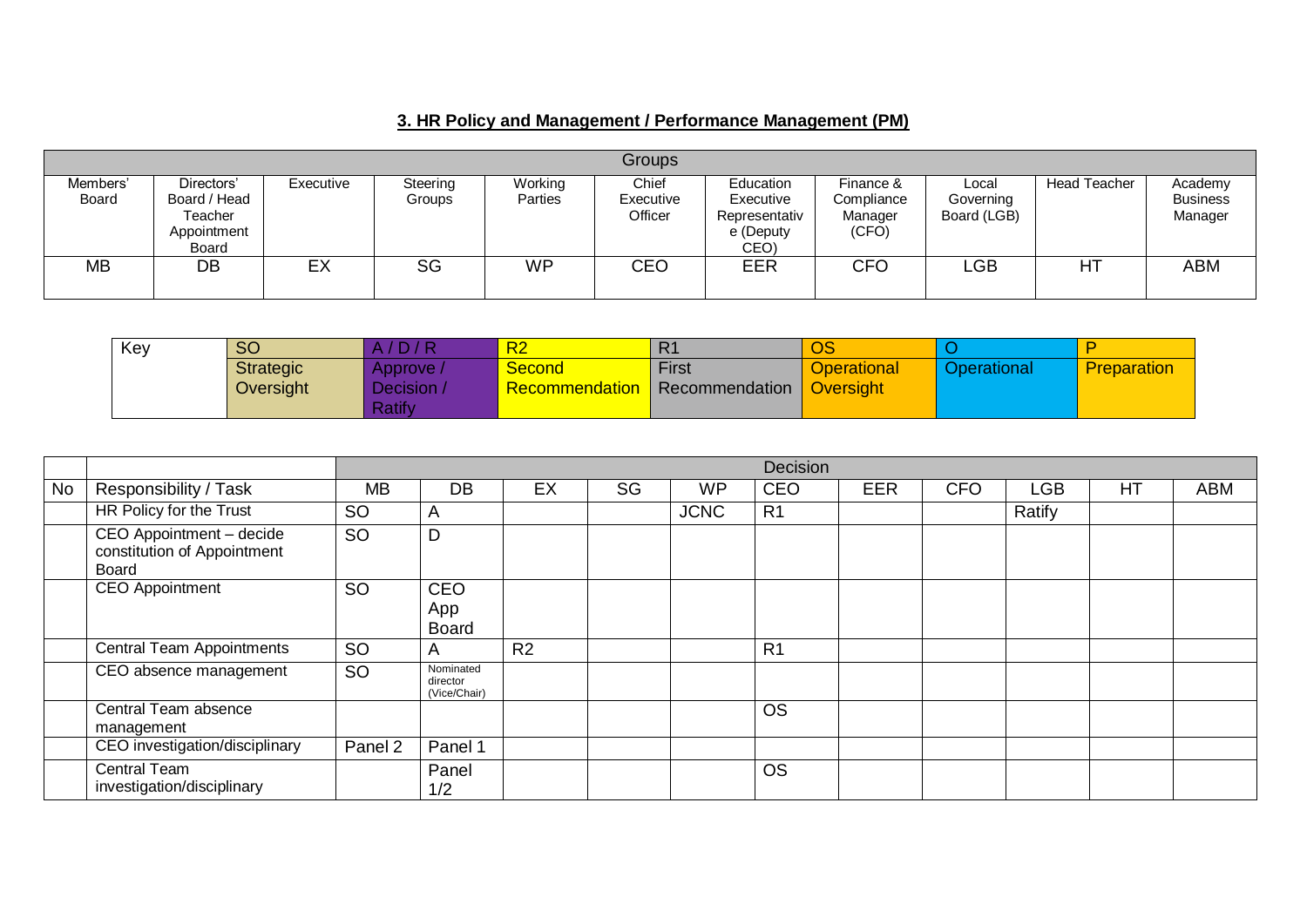## 3. HR Policy and Management / Performance Management (PM)

| Groups | | | | | | | | | | |
|---|---|---|---|---|---|---|---|---|---|---|
| Members' Board | Directors' Board / Head Teacher Appointment Board | Executive | Steering Groups | Working Parties | Chief Executive Officer | Education Executive Representative (Deputy CEO) | Finance & Compliance Manager (CFO) | Local Governing Board (LGB) | Head Teacher | Academy Business Manager |
| MB | DB | EX | SG | WP | CEO | EER | CFO | LGB | HT | ABM |

| Key | SO | A / D / R | R2 | R1 | OS | O | P |
|---|---|---|---|---|---|---|---|
| | Strategic Oversight | Approve / Decision / Ratify | Second Recommendation | First Recommendation | Operational Oversight | Operational | Preparation |

| | | Decision | | | | | | | | | | |
|---|---|---|---|---|---|---|---|---|---|---|---|---|
| No | Responsibility / Task | MB | DB | EX | SG | WP | CEO | EER | CFO | LGB | HT | ABM |
| | HR Policy for the Trust | SO | A | | | JCNC | R1 | | | Ratify | | |
| | CEO Appointment – decide constitution of Appointment Board | SO | D | | | | | | | | | |
| | CEO Appointment | SO | CEO App Board | | | | | | | | | |
| | Central Team Appointments | SO | A | R2 | | | R1 | | | | | |
| | CEO absence management | SO | Nominated director (Vice/Chair) | | | | | | | | | |
| | Central Team absence management | | | | | | OS | | | | | |
| | CEO investigation/disciplinary | Panel 2 | Panel 1 | | | | | | | | | |
| | Central Team investigation/disciplinary | | Panel 1/2 | | | | OS | | | | | |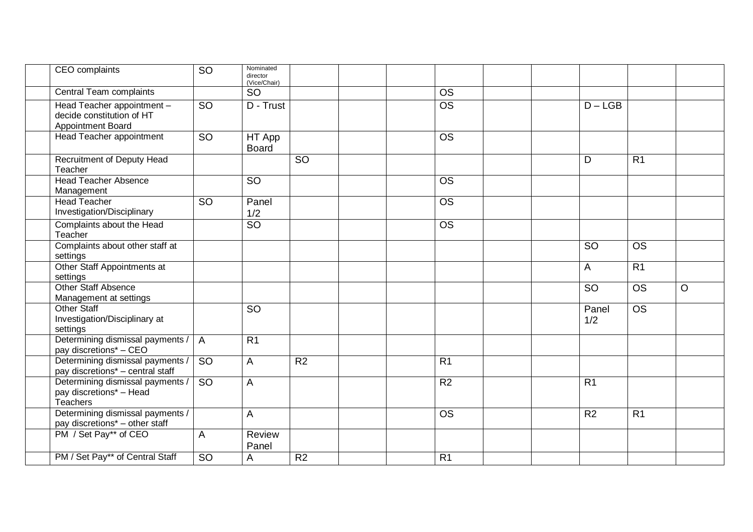| | | | | | | | | | | | | |
|---|---|---|---|---|---|---|---|---|---|---|---|---|
| | CEO complaints | SO | Nominated director (Vice/Chair) | | | | | | | | | |
| | Central Team complaints | | SO | | | | OS | | | | | |
| | Head Teacher appointment – decide constitution of HT Appointment Board | SO | D - Trust | | | | OS | | | D – LGB | | |
| | Head Teacher appointment | SO | HT App Board | | | | OS | | | | | |
| | Recruitment of Deputy Head Teacher | | | SO | | | | | | D | R1 | |
| | Head Teacher Absence Management | | SO | | | | OS | | | | | |
| | Head Teacher Investigation/Disciplinary | SO | Panel 1/2 | | | | OS | | | | | |
| | Complaints about the Head Teacher | | SO | | | | OS | | | | | |
| | Complaints about other staff at settings | | | | | | | | | SO | OS | |
| | Other Staff Appointments at settings | | | | | | | | | A | R1 | |
| | Other Staff Absence Management at settings | | | | | | | | | SO | OS | O |
| | Other Staff Investigation/Disciplinary at settings | | SO | | | | | | | Panel 1/2 | OS | |
| | Determining dismissal payments / pay discretions* – CEO | A | R1 | | | | | | | | | |
| | Determining dismissal payments / pay discretions* – central staff | SO | A | R2 | | | R1 | | | | | |
| | Determining dismissal payments / pay discretions* – Head Teachers | SO | A | | | | R2 | | | R1 | | |
| | Determining dismissal payments / pay discretions* – other staff | | A | | | | OS | | | R2 | R1 | |
| | PM / Set Pay** of CEO | A | Review Panel | | | | | | | | | |
| | PM / Set Pay** of Central Staff | SO | A | R2 | | | R1 | | | | | |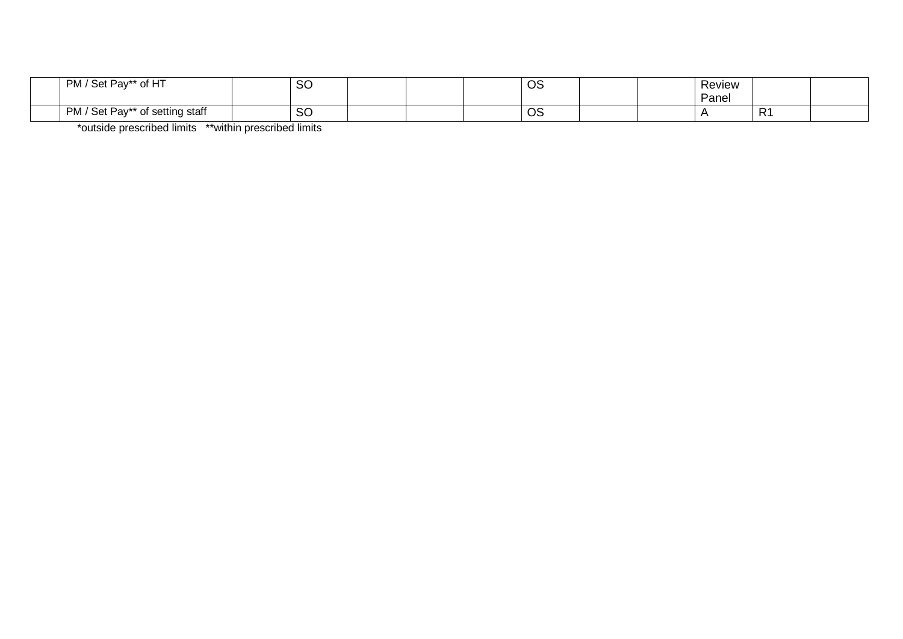| | PM / Set Pay** of HT | | SO | | | | OS | | | Review Panel | | |
|---|---|---|---|---|---|---|---|---|---|---|---|---|
| | PM / Set Pay** of setting staff | | SO | | | | OS | | | A | R1 | |

*outside prescribed limits **within prescribed limits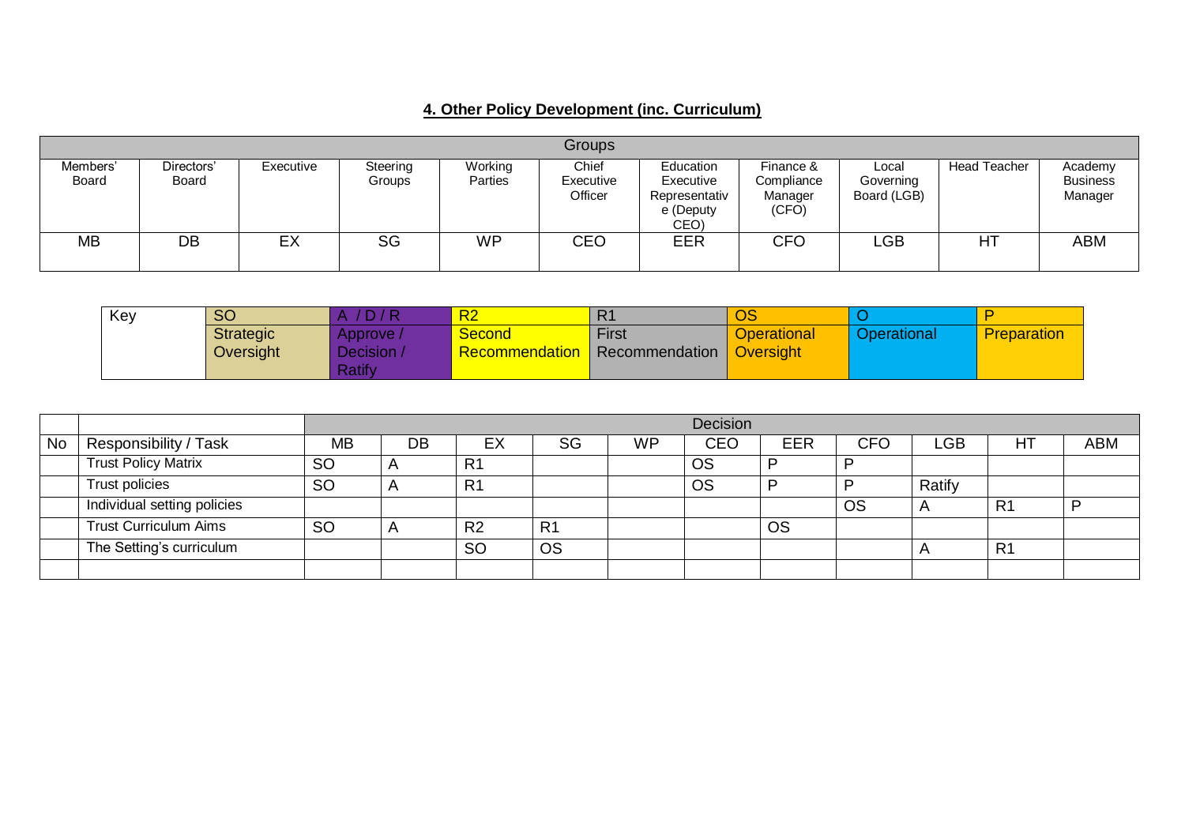## 4. Other Policy Development (inc. Curriculum)

| Groups | | | | | | | | | | |
|---|---|---|---|---|---|---|---|---|---|---|
| Members' Board | Directors' Board | Executive | Steering Groups | Working Parties | Chief Executive Officer | Education Executive Representative (Deputy CEO) | Finance & Compliance Manager (CFO) | Local Governing Board (LGB) | Head Teacher | Academy Business Manager |
| MB | DB | EX | SG | WP | CEO | EER | CFO | LGB | HT | ABM |

| Key | SO | A / D / R | R2 | R1 | OS | O | P |
|---|---|---|---|---|---|---|---|
| | Strategic Oversight | Approve / Decision / Ratify | Second Recommendation | First Recommendation | Operational Oversight | Operational | Preparation |

| | | Decision | | | | | | | | | | |
|---|---|---|---|---|---|---|---|---|---|---|---|---|
| No | Responsibility / Task | MB | DB | EX | SG | WP | CEO | EER | CFO | LGB | HT | ABM |
| | Trust Policy Matrix | SO | A | R1 | | | OS | P | P | | | |
| | Trust policies | SO | A | R1 | | | OS | P | P | Ratify | | |
| | Individual setting policies | | | | | | | | OS | A | R1 | P |
| | Trust Curriculum Aims | SO | A | R2 | R1 | | | OS | | | | |
| | The Setting's curriculum | | | SO | OS | | | | | A | R1 | |
| | | | | | | | | | | | | |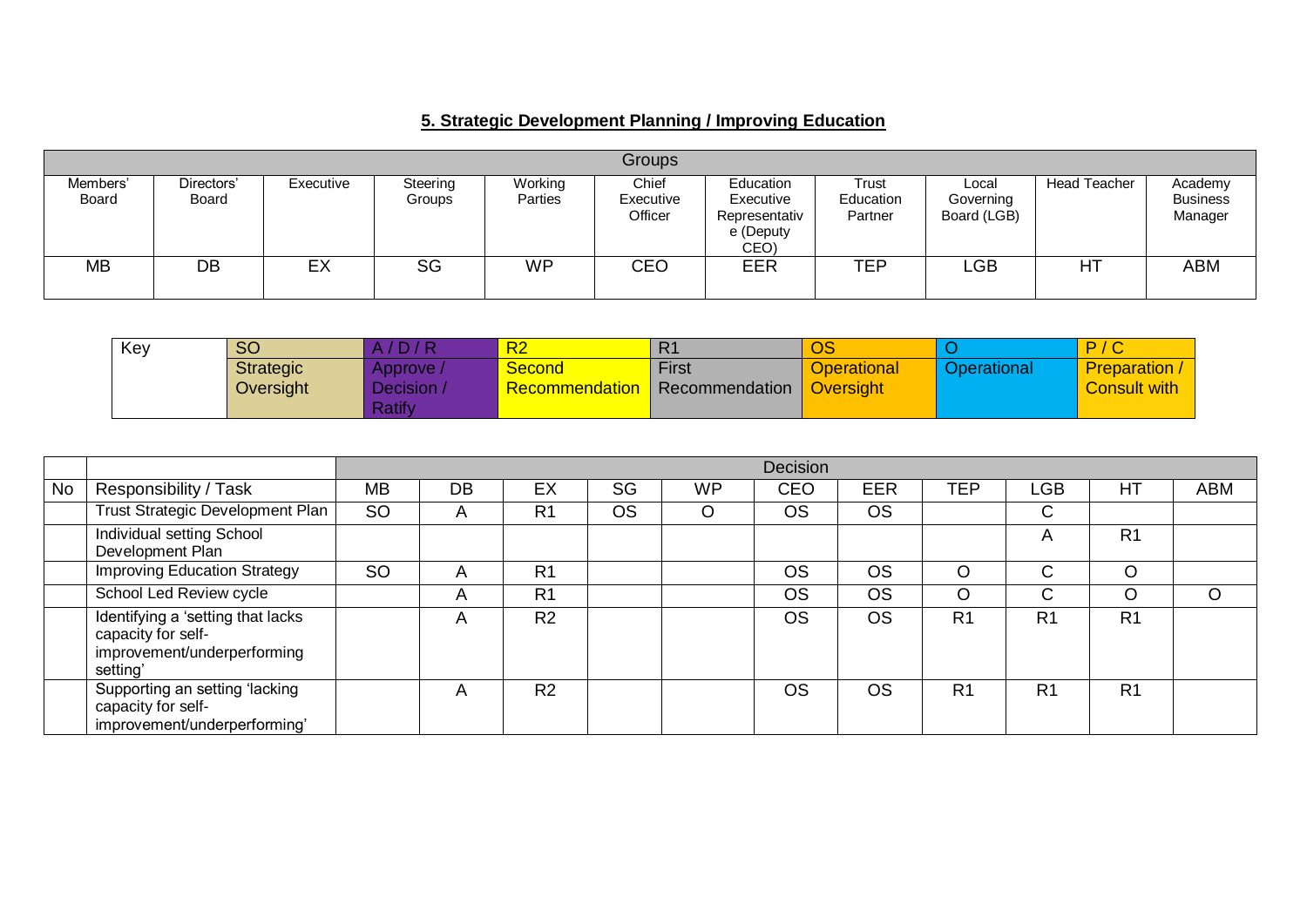## 5. Strategic Development Planning / Improving Education

| Groups | | | | | | | | | | |
|---|---|---|---|---|---|---|---|---|---|---|
| Members' Board | Directors' Board | Executive | Steering Groups | Working Parties | Chief Executive Officer | Education Executive Representative (Deputy CEO) | Trust Education Partner | Local Governing Board (LGB) | Head Teacher | Academy Business Manager |
| MB | DB | EX | SG | WP | CEO | EER | TEP | LGB | HT | ABM |

| Key | SO | A / D / R | R2 | R1 | OS | O | P / C |
|---|---|---|---|---|---|---|---|
| | Strategic Oversight | Approve / Decision / Ratify | Second Recommendation | First Recommendation | Operational Oversight | Operational | Preparation / Consult with |

| | | Decision | | | | | | | | | | |
|---|---|---|---|---|---|---|---|---|---|---|---|---|
| No | Responsibility / Task | MB | DB | EX | SG | WP | CEO | EER | TEP | LGB | HT | ABM |
| | Trust Strategic Development Plan | SO | A | R1 | OS | O | OS | OS | | C | | |
| | Individual setting School Development Plan | | | | | | | | | A | R1 | |
| | Improving Education Strategy | SO | A | R1 | | | OS | OS | O | C | O | |
| | School Led Review cycle | | A | R1 | | | OS | OS | O | C | O | O |
| | Identifying a 'setting that lacks capacity for self-improvement/underperforming setting' | | A | R2 | | | OS | OS | R1 | R1 | R1 | |
| | Supporting an setting 'lacking capacity for self-improvement/underperforming' | | A | R2 | | | OS | OS | R1 | R1 | R1 | |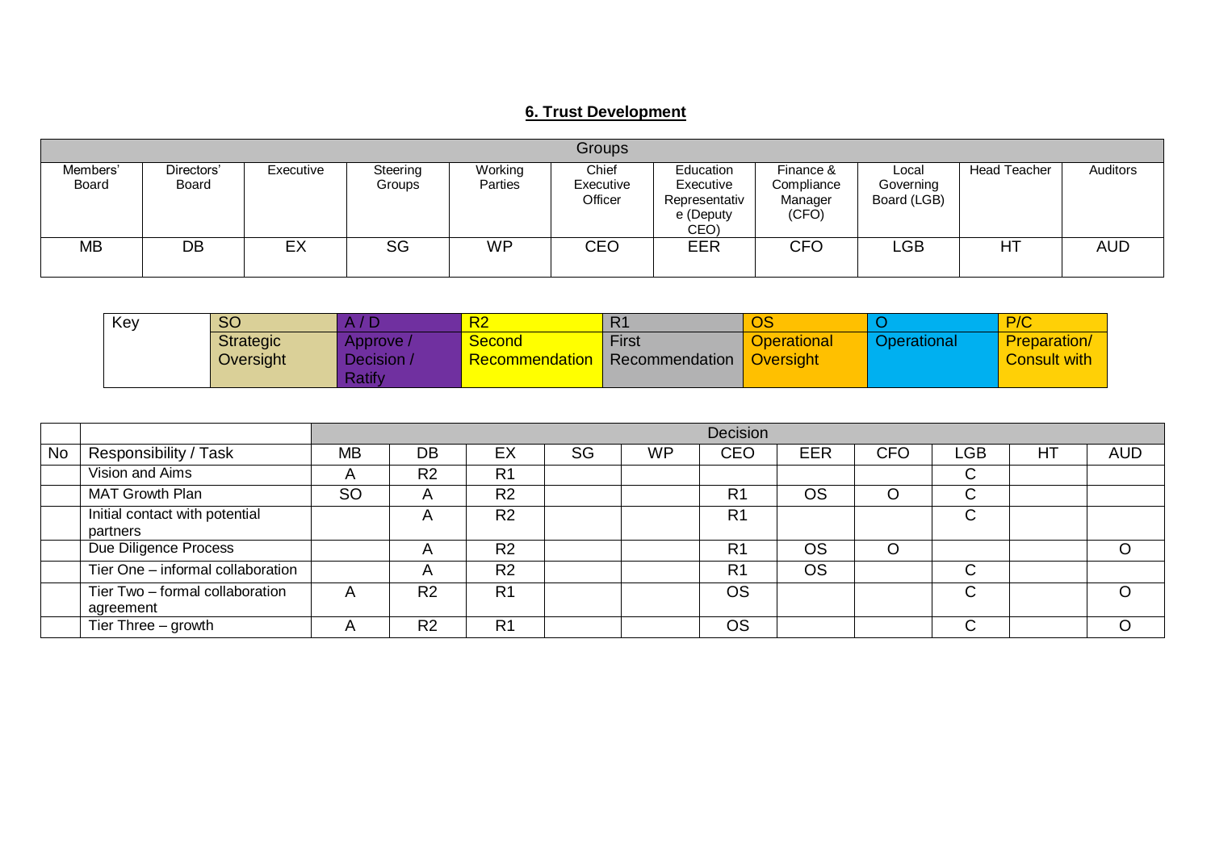## 6. Trust Development

| Groups | | | | | | | | | | |
|---|---|---|---|---|---|---|---|---|---|---|
| Members' Board | Directors' Board | Executive | Steering Groups | Working Parties | Chief Executive Officer | Education Executive Representative (Deputy CEO) | Finance & Compliance Manager (CFO) | Local Governing Board (LGB) | Head Teacher | Auditors |
| MB | DB | EX | SG | WP | CEO | EER | CFO | LGB | HT | AUD |

| Key | SO | A / D | R2 | R1 | OS | O | P/C |
|---|---|---|---|---|---|---|---|
| | Strategic Oversight | Approve / Decision / Ratify | Second Recommendation | First Recommendation | Operational Oversight | Operational | Preparation/ Consult with |

| | | Decision | | | | | | | | | | |
|---|---|---|---|---|---|---|---|---|---|---|---|---|
| No | Responsibility / Task | MB | DB | EX | SG | WP | CEO | EER | CFO | LGB | HT | AUD |
| | Vision and Aims | A | R2 | R1 | | | | | | C | | |
| | MAT Growth Plan | SO | A | R2 | | | R1 | OS | O | C | | |
| | Initial contact with potential partners | | A | R2 | | | R1 | | | C | | |
| | Due Diligence Process | | A | R2 | | | R1 | OS | O | | | O |
| | Tier One – informal collaboration | | A | R2 | | | R1 | OS | | C | | |
| | Tier Two – formal collaboration agreement | A | R2 | R1 | | | OS | | | C | | O |
| | Tier Three – growth | A | R2 | R1 | | | OS | | | C | | O |